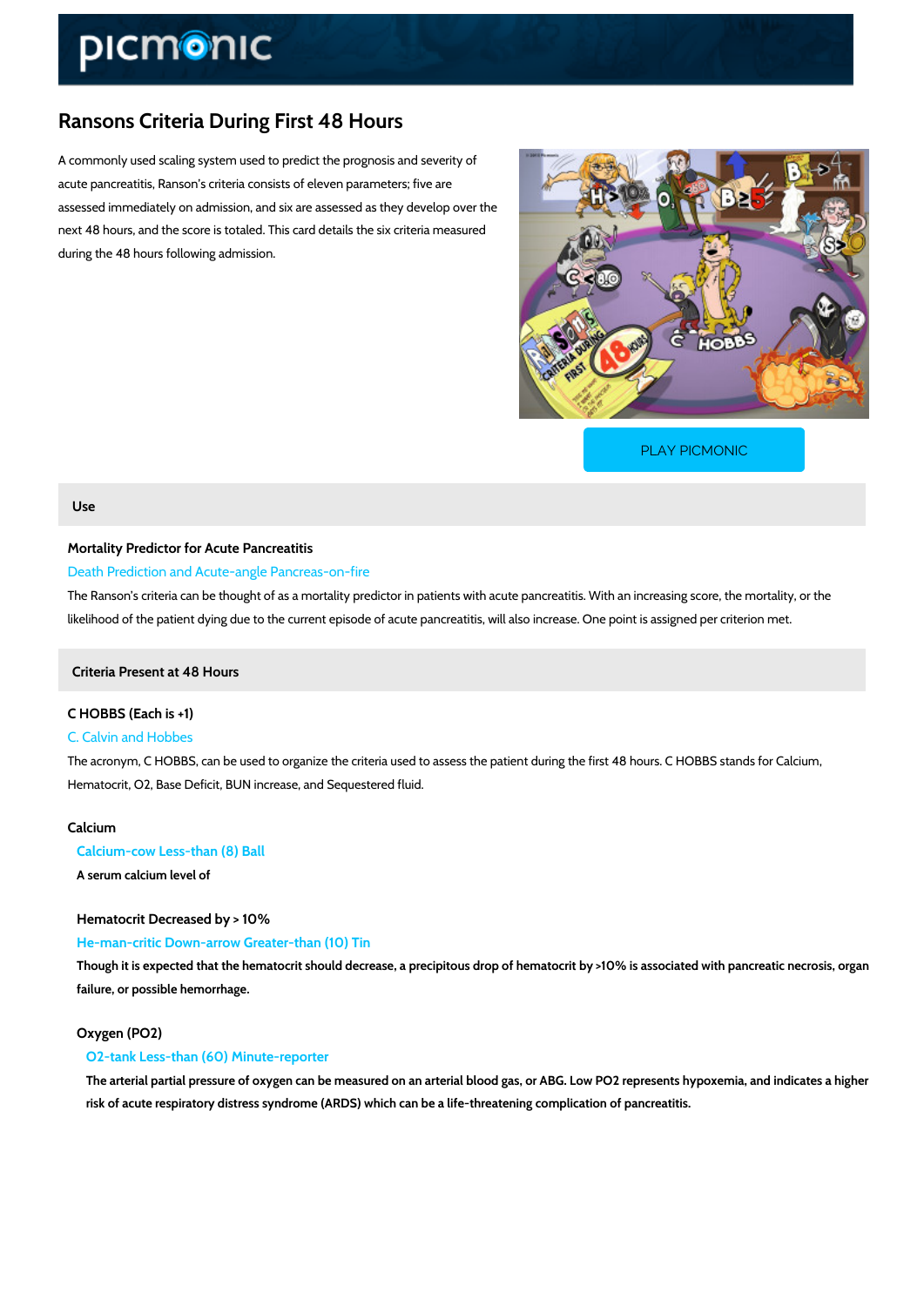# Ransons Criteria During First 48 Hours

A commonly used scaling system used to predict the prognosis and severity of acute pancreatitis, Ranson's criteria consists of eleven parameters; five are assessed immediately on admission, and six are assessed as they develop over the next 48 hours, and the score is totaled. This card details the six criteria measured during the 48 hours following admission.

PLAY PICMONIC

## Use

### Mortality Predictor for Acute Pancreatitis

Death Prediction and Acute-angle Pancreas-on-fire

The Ranson's criteria can be thought of as a mortality predictor in patients with acute pancreatitis. With an increasing score, the mortality, or the likelihood of the patient dying due to the current episode of acute pancreatitis, will also increase. One point is assigned per criterion met.

## Criteria Present at 48 Hours

### C HOBBS (Each is +1)

C. Calvin and Hobbes

The acronym, C HOBBS, can be used to organize the criteria used to assess the patient during the first 48 hours. C HOBBS stands for Calcium, Hematocrit, O2, Base Deficit, BUN increase, and Sequestered fluid.

### Calcium

Calcium-cow Less-than (8) Ball

A serum calcium level of

### Hematocrit Decreased by > 10%

He-man-critic Down-arrow Greater-than (10) Tin

Though it is expected that the hematocrit should decrease, a precipitous drop of hematocrit by >10% is associated with pancreatic necrosis, organ failure, or possible hemorrhage.

### Oxygen (PO2)

O2-tank Less-than (60) Minute-reporter

The arterial partial pressure of oxygen can be measured on an arterial blood gas, or ABG. Low PO2 represents hypoxemia, and indicates a higher risk of acute respiratory distress syndrome (ARDS) which can be a life-threatening complication of pancreatitis.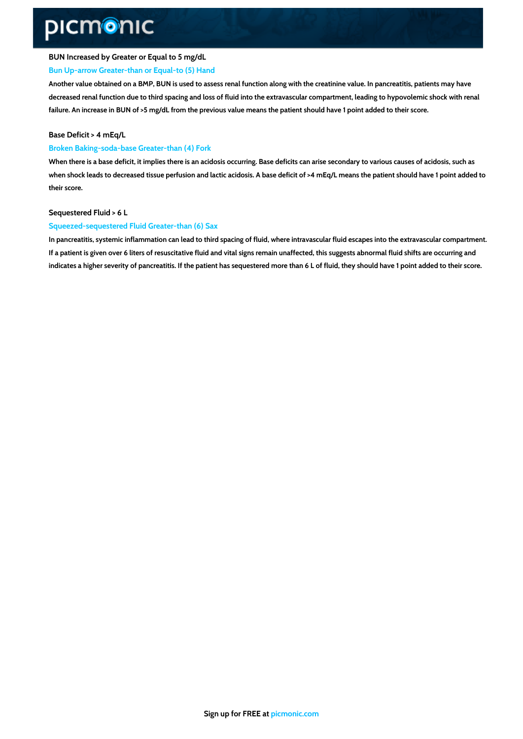### BUN Increased by Greater or Equal to 5 mg/dL

Bun Up-arrow Greater-than or Equal-to (5) Hand

Another value obtained on a BMP, BUN is used to assess renal function along with the creatinine value. In pancreatitis, patients may have decreased renal function due to third spacing and loss of fluid into the extravascular compartment, leading to hypovolemic shock with renal failure. An increase in BUN of >5 mg/dL from the previous value means the patient should have 1 point added to their score.

### Base Deficit > 4 mEq/L

Broken Baking-soda-base Greater-than (4) Fork

When there is a base deficit, it implies there is an acidosis occurring. Base deficits can arise secondary to various causes of acidosis, such as when shock leads to decreased tissue perfusion and lactic acidosis. A base deficit of >4 mEq/L means the patient should have 1 point added to their score.

### Sequestered Fluid > 6 L

Squeezed-sequestered Fluid Greater-than (6) Sax

In pancreatitis, systemic inflammation can lead to third spacing of fluid, where intravascular fluid escapes into the extravascular compartment. If a patient is given over 6 liters of resuscitative fluid and vital signs remain unaffected, this suggests abnormal fluid shifts are occurring and indicates a higher severity of pancreatitis. If the patient has sequestered more than 6 L of fluid, they should have 1 point added to their score.